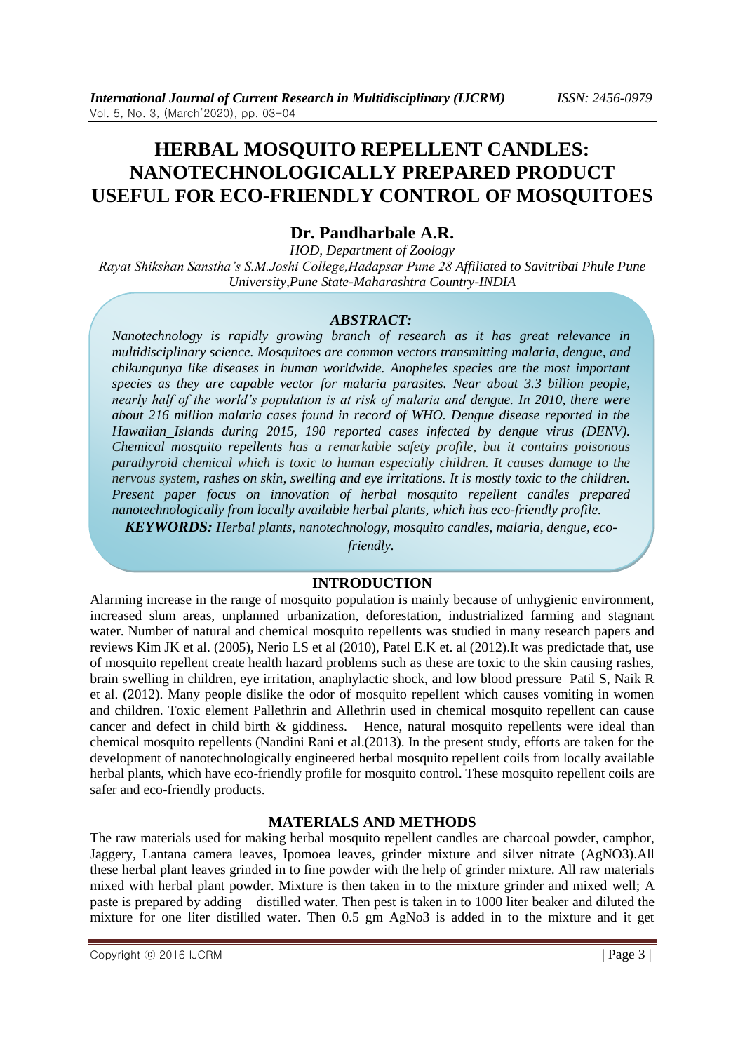# HERBAL MOSQUITO REPELLENT CANDLES: NANOTECHNOLOGICALLY PREPARED PRODUCT USEFUL FOR ECO-FRIENDLY CONTROL OF MOSQUITOES

## Dr. Pandharbale A.R.

*HOD, Department of Zoology*

*Rayat Shikshan Sanstha's S.M.Joshi College,Hadapsar Pune 28 Affiliated to Savitribai Phule Pune University,Pune State-Maharashtra Country-INDIA*

### *ABSTRACT:*

*Nanotechnology is rapidly growing branch of research as it has great relevance in multidisciplinary science. Mosquitoes are common vectors transmitting malaria, dengue, and chikungunya like diseases in human worldwide. Anopheles species are the most important species as they are capable vector for malaria parasites. Near about 3.3 billion people, nearly half of the world's population is at risk of malaria and dengue. In 2010, there were about 216 million malaria cases found in record of WHO. Dengue disease reported in the Hawaiian_Islands during 2015, 190 reported cases infected by dengue virus (DENV). Chemical mosquito repellents has a remarkable safety profile, but it contains poisonous parathyroid chemical which is toxic to human especially children. It causes damage to the nervous system, rashes on skin, swelling and eye irritations. It is mostly toxic to the children. Present paper focus on innovation of herbal mosquito repellent candles prepared nanotechnologically from locally available herbal plants, which has eco-friendly profile.*

***KEYWORDS:*** *Herbal plants, nanotechnology, mosquito candles, malaria, dengue, eco-friendly.*

## INTRODUCTION

Alarming increase in the range of mosquito population is mainly because of unhygienic environment, increased slum areas, unplanned urbanization, deforestation, industrialized farming and stagnant water. Number of natural and chemical mosquito repellents was studied in many research papers and reviews Kim JK et al. (2005), Nerio LS et al (2010), Patel E.K et. al (2012).It was predictade that, use of mosquito repellent create health hazard problems such as these are toxic to the skin causing rashes, brain swelling in children, eye irritation, anaphylactic shock, and low blood pressure Patil S, Naik R et al. (2012). Many people dislike the odor of mosquito repellent which causes vomiting in women and children. Toxic element Pallethrin and Allethrin used in chemical mosquito repellent can cause cancer and defect in child birth & giddiness. Hence, natural mosquito repellents were ideal than chemical mosquito repellents (Nandini Rani et al.(2013). In the present study, efforts are taken for the development of nanotechnologically engineered herbal mosquito repellent coils from locally available herbal plants, which have eco-friendly profile for mosquito control. These mosquito repellent coils are safer and eco-friendly products.

## MATERIALS AND METHODS

The raw materials used for making herbal mosquito repellent candles are charcoal powder, camphor, Jaggery, Lantana camera leaves, Ipomoea leaves, grinder mixture and silver nitrate ($AgNO_3$).All these herbal plant leaves grinded in to fine powder with the help of grinder mixture. All raw materials mixed with herbal plant powder. Mixture is then taken in to the mixture grinder and mixed well; A paste is prepared by adding distilled water. Then pest is taken in to 1000 liter beaker and diluted the mixture for one liter distilled water. Then 0.5 gm $AgNo_3$ is added in to the mixture and it get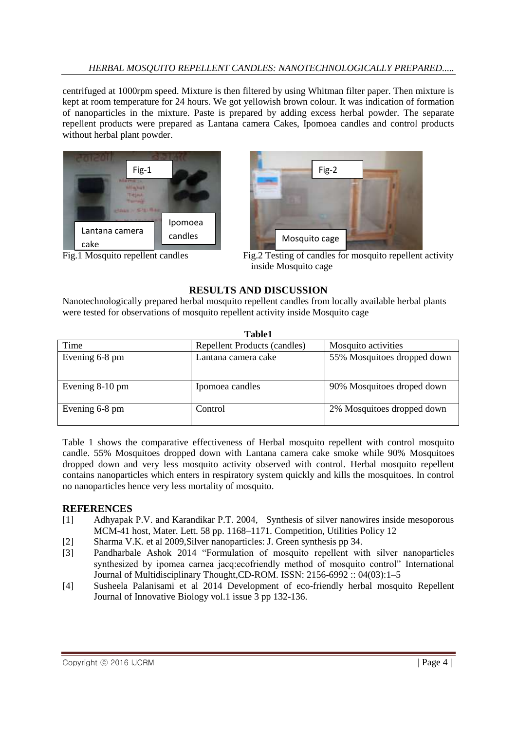centrifuged at 1000rpm speed. Mixture is then filtered by using Whitman filter paper. Then mixture is kept at room temperature for 24 hours. We got yellowish brown colour. It was indication of formation of nanoparticles in the mixture. Paste is prepared by adding excess herbal powder. The separate repellent products were prepared as Lantana camera Cakes, Ipomoea candles and control products without herbal plant powder.

Fig.1 Mosquito repellent candles

Fig.2 Testing of candles for mosquito repellent activity inside Mosquito cage

## RESULTS AND DISCUSSION

Nanotechnologically prepared herbal mosquito repellent candles from locally available herbal plants were tested for observations of mosquito repellent activity inside Mosquito cage

**Table1**

| Time | Repellent Products (candles) | Mosquito activities |
|---|---|---|
| Evening 6-8 pm | Lantana camera cake | 55% Mosquitoes dropped down |
| Evening 8-10 pm | Ipomoea candles | 90% Mosquitoes droped down |
| Evening 6-8 pm | Control | 2% Mosquitoes dropped down |

Table 1 shows the comparative effectiveness of Herbal mosquito repellent with control mosquito candle. 55% Mosquitoes dropped down with Lantana camera cake smoke while 90% Mosquitoes dropped down and very less mosquito activity observed with control. Herbal mosquito repellent contains nanoparticles which enters in respiratory system quickly and kills the mosquitoes. In control no nanoparticles hence very less mortality of mosquito.

## REFERENCES

[1] Adhyapak P.V. and Karandikar P.T. 2004, Synthesis of silver nanowires inside mesoporous MCM-41 host, Mater. Lett. 58 pp. 1168–1171. Competition, Utilities Policy 12

[2] Sharma V.K. et al 2009,Silver nanoparticles: J. Green synthesis pp 34.

[3] Pandharbale Ashok 2014 "Formulation of mosquito repellent with silver nanoparticles synthesized by ipomea carnea jacq:ecofriendly method of mosquito control" International Journal of Multidisciplinary Thought,CD-ROM. ISSN: 2156-6992 :: 04(03):1–5

[4] Susheela Palanisami et al 2014 Development of eco-friendly herbal mosquito Repellent Journal of Innovative Biology vol.1 issue 3 pp 132-136.